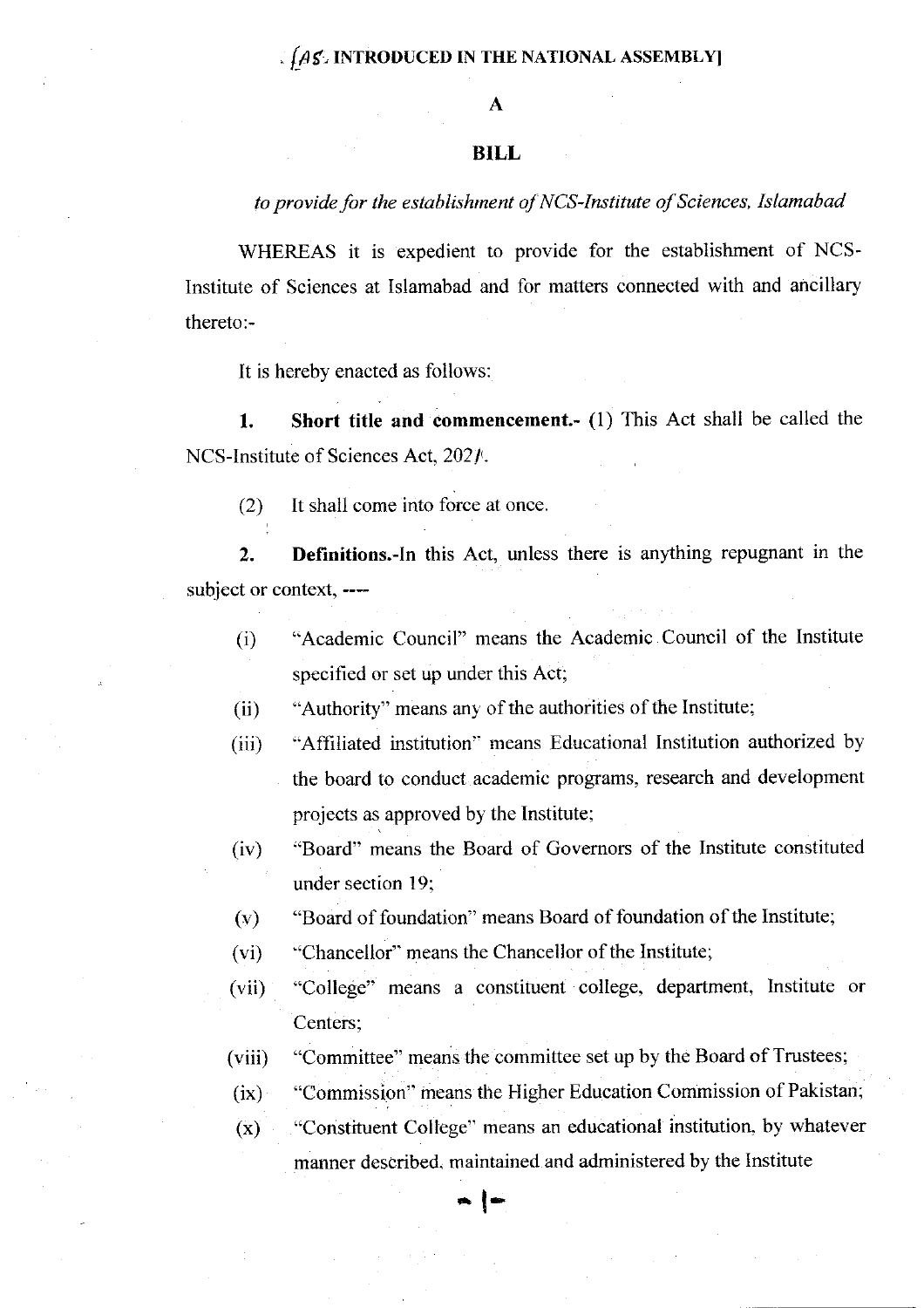[AS INTRODUCED IN THE NATIONAL ASSEMBLY]

# A

# BILL

*to provide for the establishment of NCS-Institute of Sciences, Islamabad*

WHEREAS it is expedient to provide for the establishment of NCS-Institute of Sciences at Islamabad and for matters connected with and ancillary thereto:-

It is hereby enacted as follows:

**1. Short title and commencement.-** (1) This Act shall be called the NCS-Institute of Sciences Act, 2021.

(2) It shall come into force at once.

**2. Definitions.-**In this Act, unless there is anything repugnant in the subject or context, ----

(i) "Academic Council" means the Academic Council of the Institute specified or set up under this Act;

(ii) "Authority" means any of the authorities of the Institute;

(iii) "Affiliated institution" means Educational Institution authorized by the board to conduct academic programs, research and development projects as approved by the Institute;

(iv) "Board" means the Board of Governors of the Institute constituted under section 19;

(v) "Board of foundation" means Board of foundation of the Institute;

(vi) "Chancellor" means the Chancellor of the Institute;

(vii) "College" means a constituent college, department, Institute or Centers;

(viii) "Committee" means the committee set up by the Board of Trustees;

(ix) "Commission" means the Higher Education Commission of Pakistan;

(x) "Constituent College" means an educational institution, by whatever manner described, maintained and administered by the Institute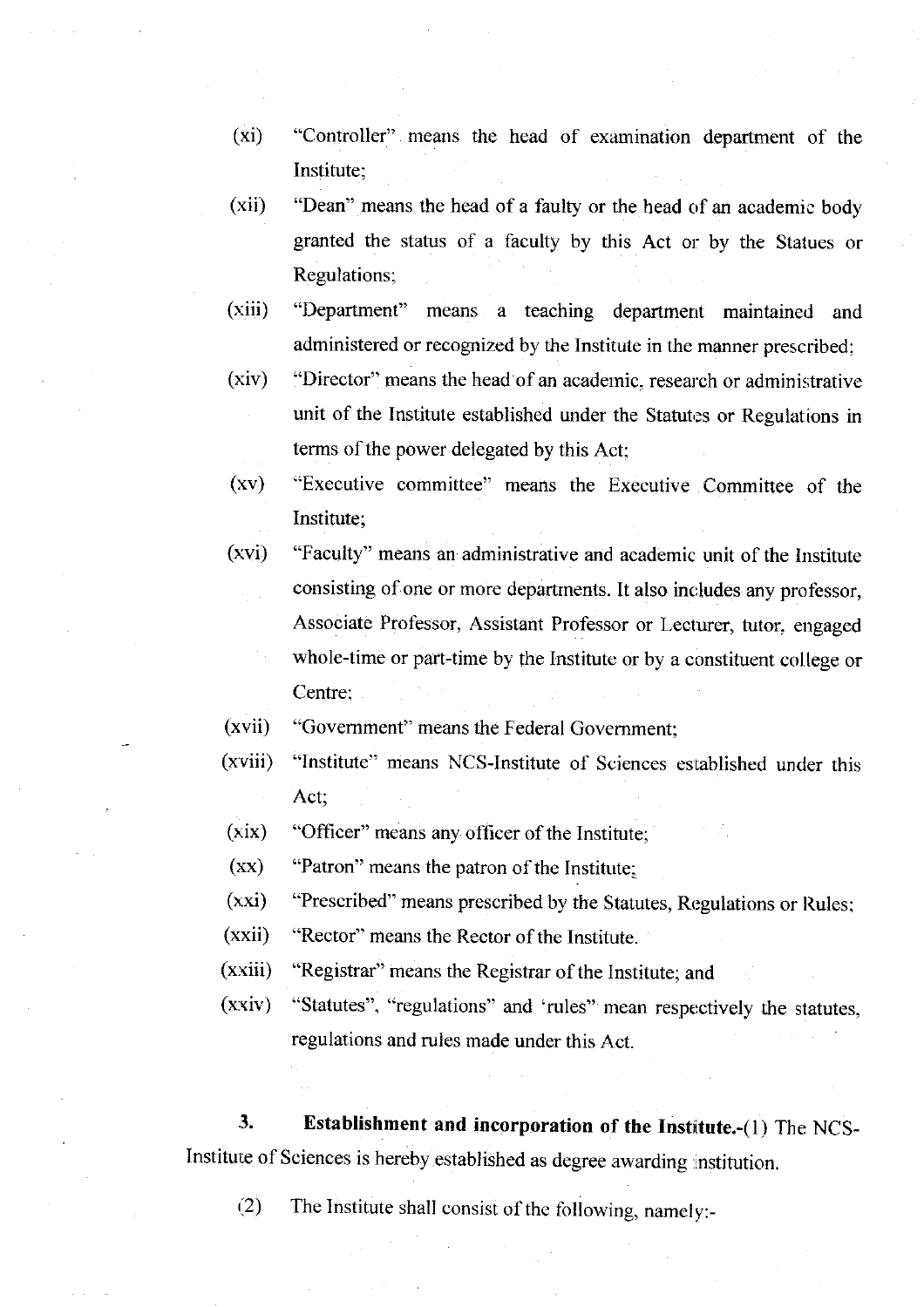(xi) "Controller" means the head of examination department of the Institute;

(xii) "Dean" means the head of a faulty or the head of an academic body granted the status of a faculty by this Act or by the Statues or Regulations;

(xiii) "Department" means a teaching department maintained and administered or recognized by the Institute in the manner prescribed;

(xiv) "Director" means the head of an academic, research or administrative unit of the Institute established under the Statutes or Regulations in terms of the power delegated by this Act;

(xv) "Executive committee" means the Executive Committee of the Institute;

(xvi) "Faculty" means an administrative and academic unit of the Institute consisting of one or more departments. It also includes any professor, Associate Professor, Assistant Professor or Lecturer, tutor, engaged whole-time or part-time by the Institute or by a constituent college or Centre;

(xvii) "Government" means the Federal Government;

(xviii) "Institute" means NCS-Institute of Sciences established under this Act;

(xix) "Officer" means any officer of the Institute;

(xx) "Patron" means the patron of the Institute;

(xxi) "Prescribed" means prescribed by the Statutes, Regulations or Rules;

(xxii) "Rector" means the Rector of the Institute.

(xxiii) "Registrar" means the Registrar of the Institute; and

(xxiv) "Statutes", "regulations" and 'rules" mean respectively the statutes, regulations and rules made under this Act.

**3. Establishment and incorporation of the Institute.**-(1) The NCS-Institute of Sciences is hereby established as degree awarding institution.

(2) The Institute shall consist of the following, namely:-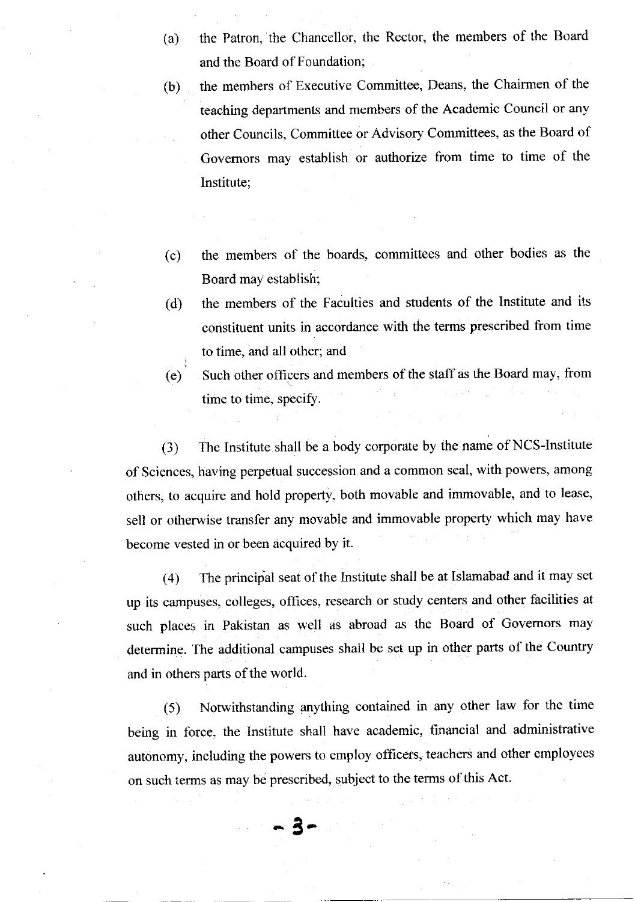(a) the Patron, the Chancellor, the Rector, the members of the Board and the Board of Foundation;

(b) the members of Executive Committee, Deans, the Chairmen of the teaching departments and members of the Academic Council or any other Councils, Committee or Advisory Committees, as the Board of Governors may establish or authorize from time to time of the Institute;

(c) the members of the boards, committees and other bodies as the Board may establish;

(d) the members of the Faculties and students of the Institute and its constituent units in accordance with the terms prescribed from time to time, and all other; and

(e) Such other officers and members of the staff as the Board may, from time to time, specify.

(3) The Institute shall be a body corporate by the name of NCS-Institute of Sciences, having perpetual succession and a common seal, with powers, among others, to acquire and hold property, both movable and immovable, and to lease, sell or otherwise transfer any movable and immovable property which may have become vested in or been acquired by it.

(4) The principal seat of the Institute shall be at Islamabad and it may set up its campuses, colleges, offices, research or study centers and other facilities at such places in Pakistan as well as abroad as the Board of Governors may determine. The additional campuses shall be set up in other parts of the Country and in others parts of the world.

(5) Notwithstanding anything contained in any other law for the time being in force, the Institute shall have academic, financial and administrative autonomy, including the powers to employ officers, teachers and other employees on such terms as may be prescribed, subject to the terms of this Act.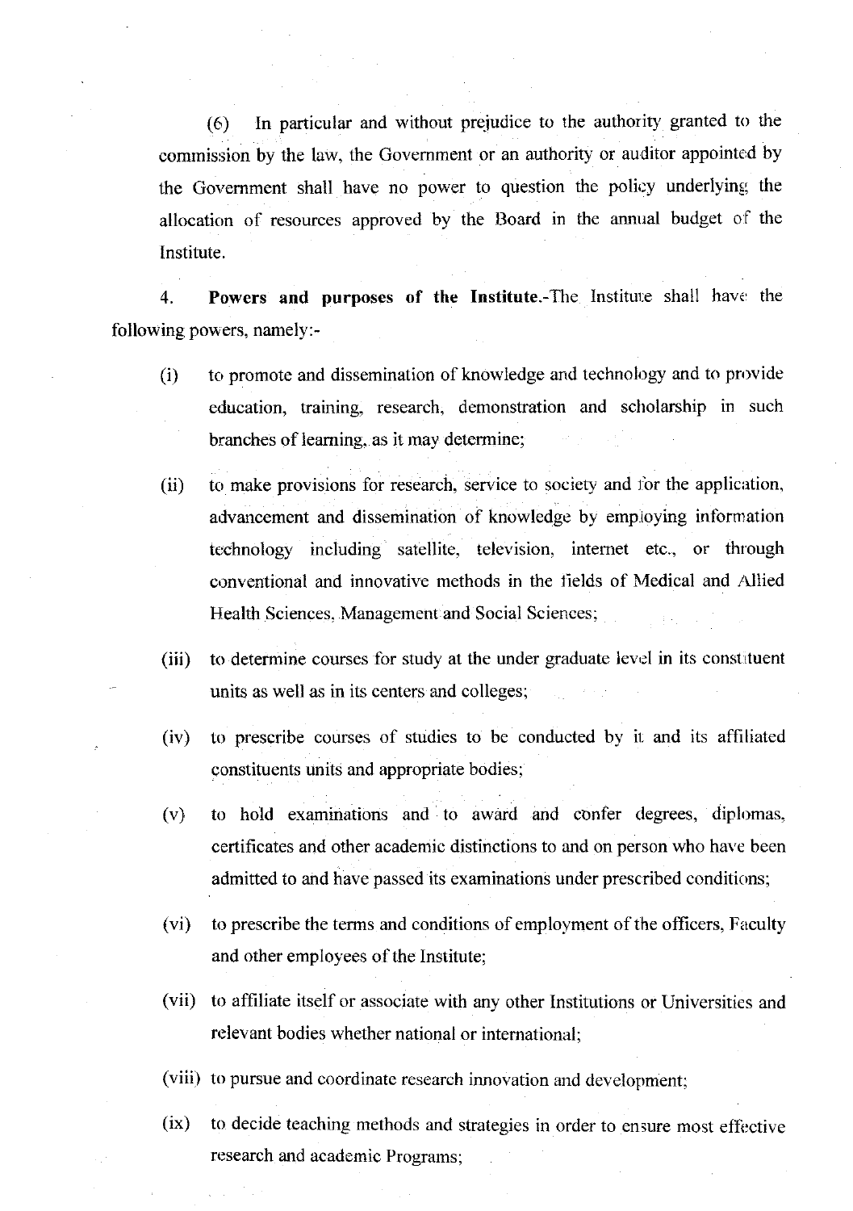(6) In particular and without prejudice to the authority granted to the commission by the law, the Government or an authority or auditor appointed by the Government shall have no power to question the policy underlying the allocation of resources approved by the Board in the annual budget of the Institute.

4. **Powers and purposes of the Institute.**-The Institute shall have the following powers, namely:-

(i) to promote and dissemination of knowledge and technology and to provide education, training, research, demonstration and scholarship in such branches of learning, as it may determine;

(ii) to make provisions for research, service to society and for the application, advancement and dissemination of knowledge by employing information technology including satellite, television, internet etc., or through conventional and innovative methods in the fields of Medical and Allied Health Sciences, Management and Social Sciences;

(iii) to determine courses for study at the under graduate level in its constituent units as well as in its centers and colleges;

(iv) to prescribe courses of studies to be conducted by it and its affiliated constituents units and appropriate bodies;

(v) to hold examinations and to award and confer degrees, diplomas, certificates and other academic distinctions to and on person who have been admitted to and have passed its examinations under prescribed conditions;

(vi) to prescribe the terms and conditions of employment of the officers, Faculty and other employees of the Institute;

(vii) to affiliate itself or associate with any other Institutions or Universities and relevant bodies whether national or international;

(viii) to pursue and coordinate research innovation and development;

(ix) to decide teaching methods and strategies in order to ensure most effective research and academic Programs;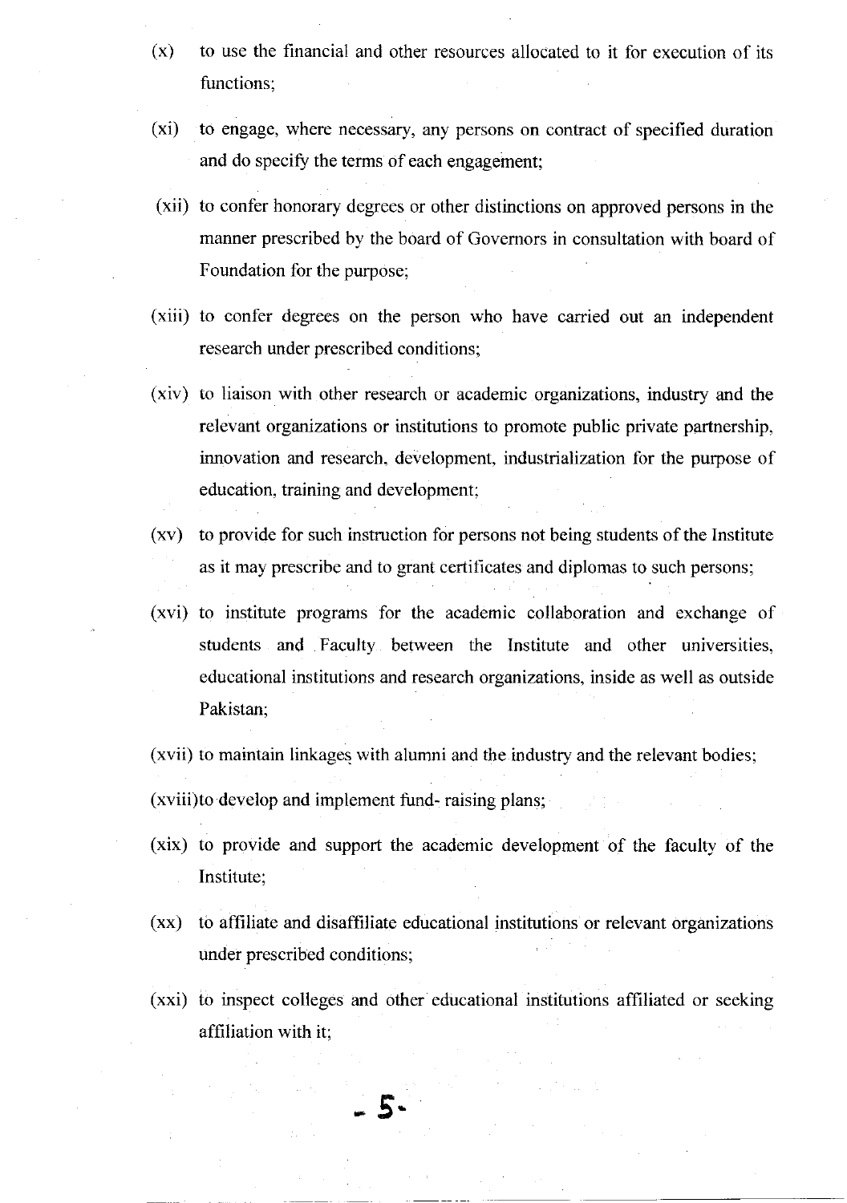(x) to use the financial and other resources allocated to it for execution of its functions;

(xi) to engage, where necessary, any persons on contract of specified duration and do specify the terms of each engagement;

(xii) to confer honorary degrees or other distinctions on approved persons in the manner prescribed by the board of Governors in consultation with board of Foundation for the purpose;

(xiii) to confer degrees on the person who have carried out an independent research under prescribed conditions;

(xiv) to liaison with other research or academic organizations, industry and the relevant organizations or institutions to promote public private partnership, innovation and research, development, industrialization for the purpose of education, training and development;

(xv) to provide for such instruction for persons not being students of the Institute as it may prescribe and to grant certificates and diplomas to such persons;

(xvi) to institute programs for the academic collaboration and exchange of students and Faculty between the Institute and other universities, educational institutions and research organizations, inside as well as outside Pakistan;

(xvii) to maintain linkages with alumni and the industry and the relevant bodies;

(xviii)to develop and implement fund- raising plans;

(xix) to provide and support the academic development of the faculty of the Institute;

(xx) to affiliate and disaffiliate educational institutions or relevant organizations under prescribed conditions;

(xxi) to inspect colleges and other educational institutions affiliated or seeking affiliation with it;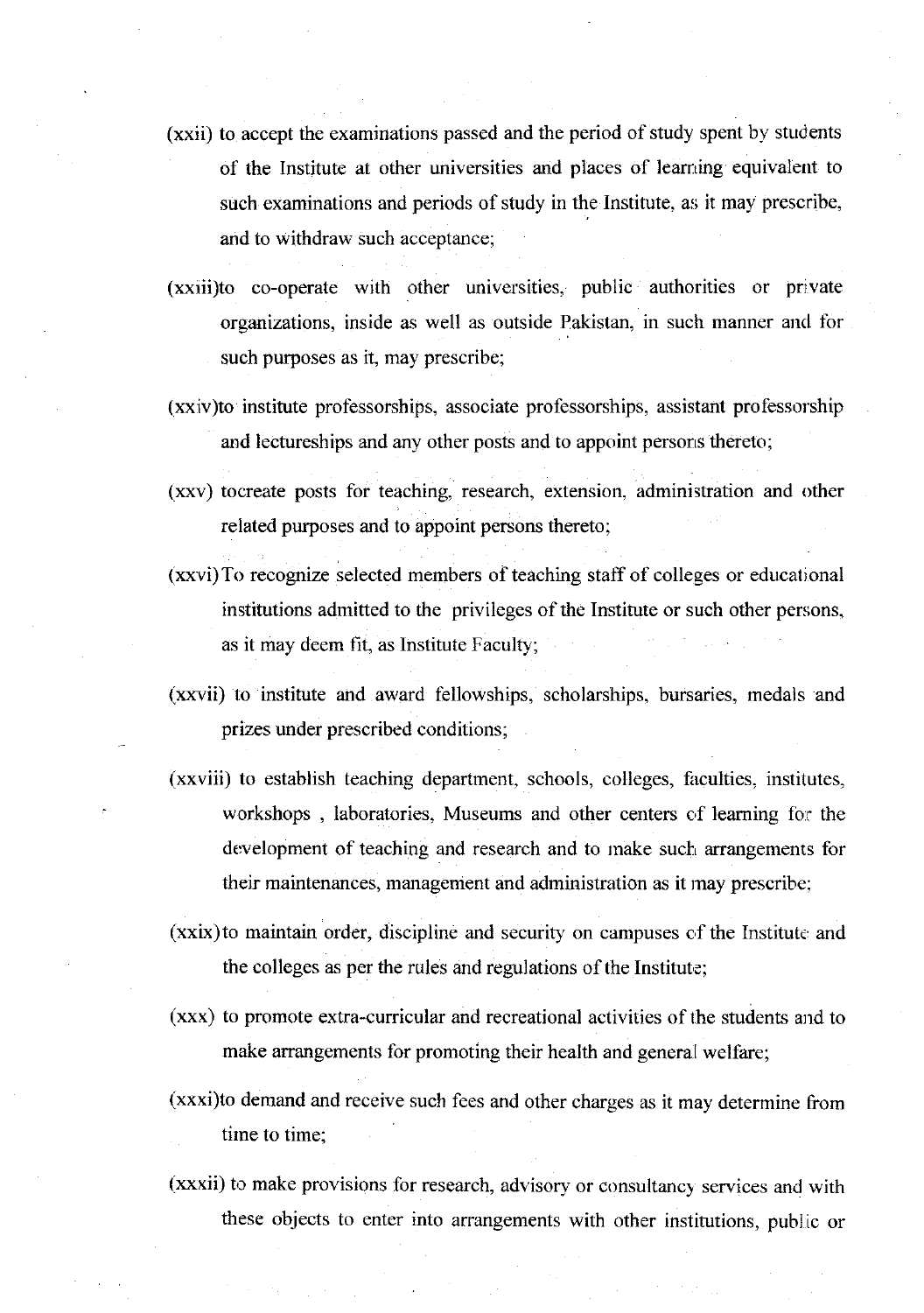(xxii) to accept the examinations passed and the period of study spent by students of the Institute at other universities and places of learning equivalent to such examinations and periods of study in the Institute, as it may prescribe, and to withdraw such acceptance;

(xxiii)to co-operate with other universities, public authorities or private organizations, inside as well as outside Pakistan, in such manner and for such purposes as it, may prescribe;

(xxiv)to institute professorships, associate professorships, assistant professorship and lectureships and any other posts and to appoint persons thereto;

(xxv) tocreate posts for teaching, research, extension, administration and other related purposes and to appoint persons thereto;

(xxvi)To recognize selected members of teaching staff of colleges or educational institutions admitted to the privileges of the Institute or such other persons, as it may deem fit, as Institute Faculty;

(xxvii) to institute and award fellowships, scholarships, bursaries, medals and prizes under prescribed conditions;

(xxviii) to establish teaching department, schools, colleges, faculties, institutes, workshops , laboratories, Museums and other centers of learning for the development of teaching and research and to make such arrangements for their maintenances, management and administration as it may prescribe;

(xxix)to maintain order, discipline and security on campuses of the Institute and the colleges as per the rules and regulations of the Institute;

(xxx) to promote extra-curricular and recreational activities of the students and to make arrangements for promoting their health and general welfare;

(xxxi)to demand and receive such fees and other charges as it may determine from time to time;

(xxxii) to make provisions for research, advisory or consultancy services and with these objects to enter into arrangements with other institutions, public or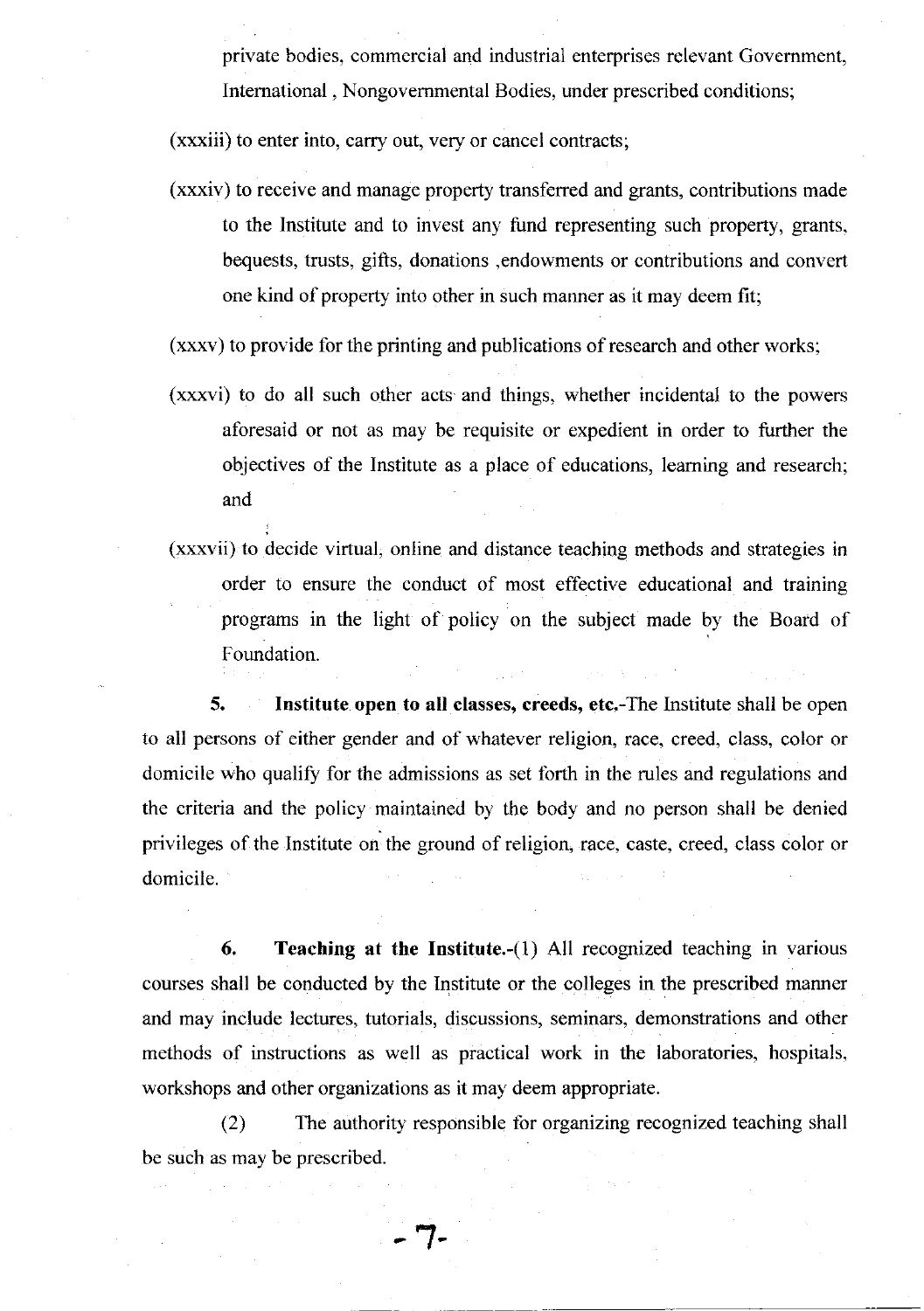private bodies, commercial and industrial enterprises relevant Government, International , Nongovernmental Bodies, under prescribed conditions;

(xxxiii) to enter into, carry out, very or cancel contracts;

(xxxiv) to receive and manage property transferred and grants, contributions made to the Institute and to invest any fund representing such property, grants, bequests, trusts, gifts, donations ,endowments or contributions and convert one kind of property into other in such manner as it may deem fit;

(xxxv) to provide for the printing and publications of research and other works;

(xxxvi) to do all such other acts and things, whether incidental to the powers aforesaid or not as may be requisite or expedient in order to further the objectives of the Institute as a place of educations, learning and research; and

(xxxvii) to decide virtual, online and distance teaching methods and strategies in order to ensure the conduct of most effective educational and training programs in the light of policy on the subject made by the Board of Foundation.

**5. Institute open to all classes, creeds, etc.**-The Institute shall be open to all persons of either gender and of whatever religion, race, creed, class, color or domicile who qualify for the admissions as set forth in the rules and regulations and the criteria and the policy maintained by the body and no person shall be denied privileges of the Institute on the ground of religion, race, caste, creed, class color or domicile.

**6. Teaching at the Institute.**-(1) All recognized teaching in various courses shall be conducted by the Institute or the colleges in the prescribed manner and may include lectures, tutorials, discussions, seminars, demonstrations and other methods of instructions as well as practical work in the laboratories, hospitals, workshops and other organizations as it may deem appropriate.

(2) The authority responsible for organizing recognized teaching shall be such as may be prescribed.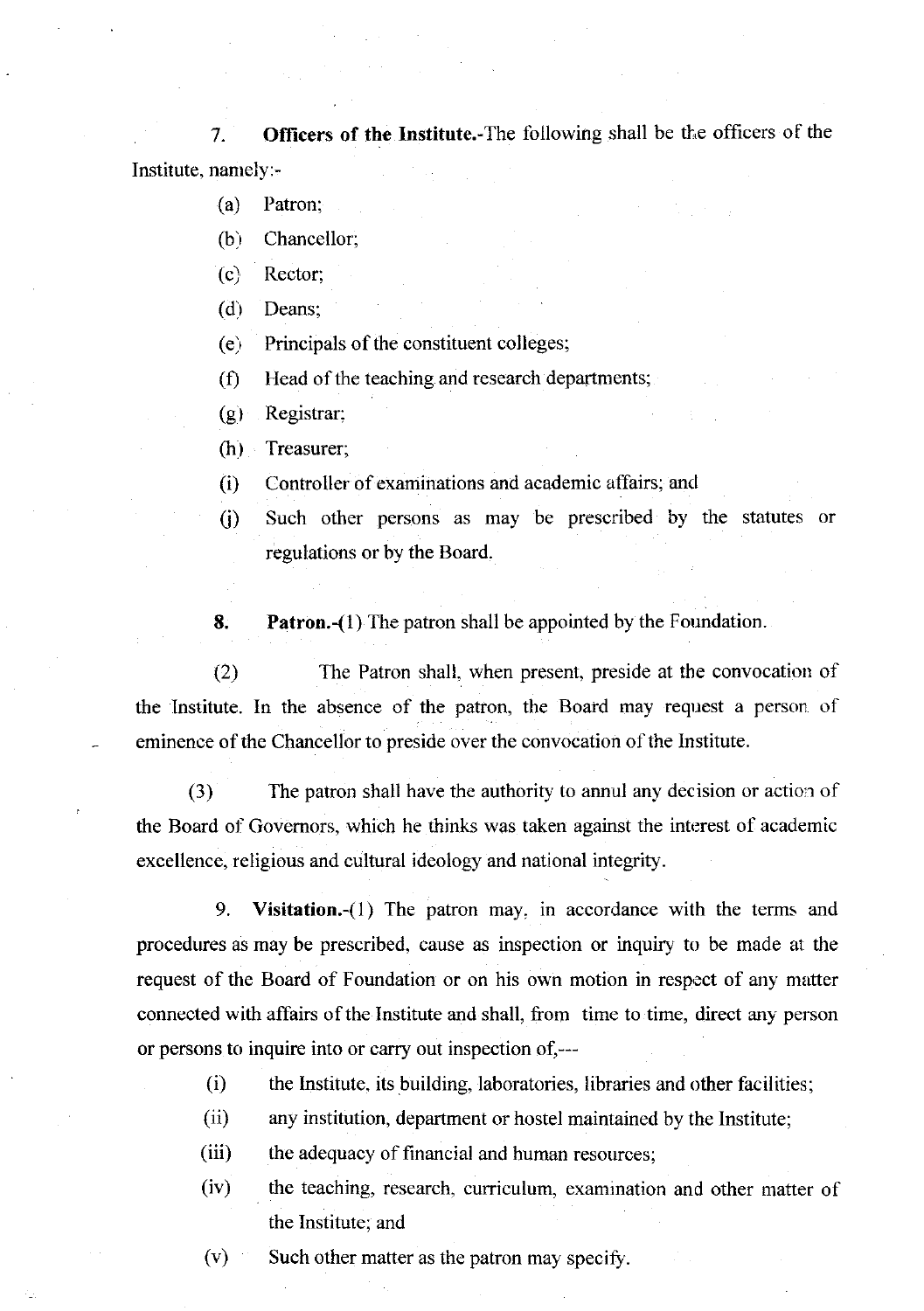7. **Officers of the Institute.**-The following shall be the officers of the Institute, namely:-

(a) Patron;

(b) Chancellor;

(c) Rector;

(d) Deans;

(e) Principals of the constituent colleges;

(f) Head of the teaching and research departments;

(g) Registrar;

(h) Treasurer;

(i) Controller of examinations and academic affairs; and

(j) Such other persons as may be prescribed by the statutes or regulations or by the Board.

8. **Patron.**-(1) The patron shall be appointed by the Foundation.

(2) The Patron shall, when present, preside at the convocation of the Institute. In the absence of the patron, the Board may request a person of eminence of the Chancellor to preside over the convocation of the Institute.

(3) The patron shall have the authority to annul any decision or action of the Board of Governors, which he thinks was taken against the interest of academic excellence, religious and cultural ideology and national integrity.

9. **Visitation.**-(1) The patron may, in accordance with the terms and procedures as may be prescribed, cause as inspection or inquiry to be made at the request of the Board of Foundation or on his own motion in respect of any matter connected with affairs of the Institute and shall, from time to time, direct any person or persons to inquire into or carry out inspection of,---

(i) the Institute, its building, laboratories, libraries and other facilities;

(ii) any institution, department or hostel maintained by the Institute;

(iii) the adequacy of financial and human resources;

(iv) the teaching, research, curriculum, examination and other matter of the Institute; and

(v) Such other matter as the patron may specify.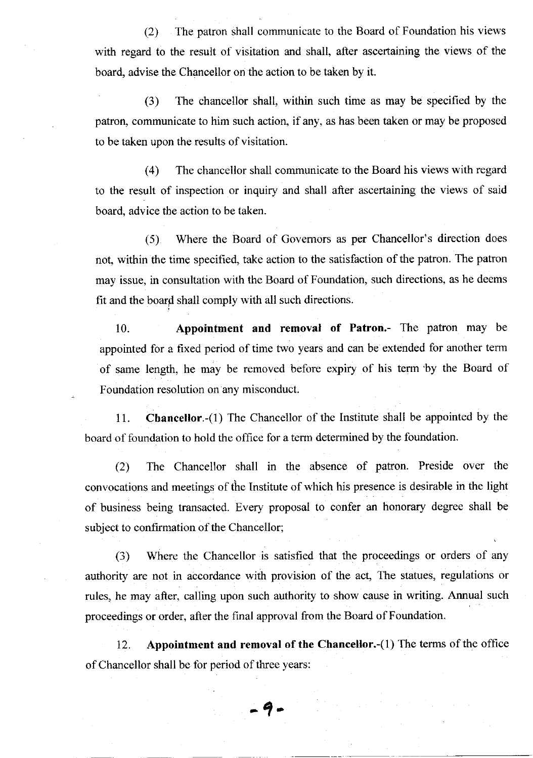(2) The patron shall communicate to the Board of Foundation his views with regard to the result of visitation and shall, after ascertaining the views of the board, advise the Chancellor on the action to be taken by it.

(3) The chancellor shall, within such time as may be specified by the patron, communicate to him such action, if any, as has been taken or may be proposed to be taken upon the results of visitation.

(4) The chancellor shall communicate to the Board his views with regard to the result of inspection or inquiry and shall after ascertaining the views of said board, advice the action to be taken.

(5) Where the Board of Governors as per Chancellor's direction does not, within the time specified, take action to the satisfaction of the patron. The patron may issue, in consultation with the Board of Foundation, such directions, as he deems fit and the board shall comply with all such directions.

10. **Appointment and removal of Patron.**- The patron may be appointed for a fixed period of time two years and can be extended for another term of same length, he may be removed before expiry of his term by the Board of Foundation resolution on any misconduct.

11. **Chancellor.**-(1) The Chancellor of the Institute shall be appointed by the board of foundation to hold the office for a term determined by the foundation.

(2) The Chancellor shall in the absence of patron. Preside over the convocations and meetings of the Institute of which his presence is desirable in the light of business being transacted. Every proposal to confer an honorary degree shall be subject to confirmation of the Chancellor;

(3) Where the Chancellor is satisfied that the proceedings or orders of any authority are not in accordance with provision of the act, The statues, regulations or rules, he may after, calling upon such authority to show cause in writing. Annual such proceedings or order, after the final approval from the Board of Foundation.

12. **Appointment and removal of the Chancellor.**-(1) The terms of the office of Chancellor shall be for period of three years: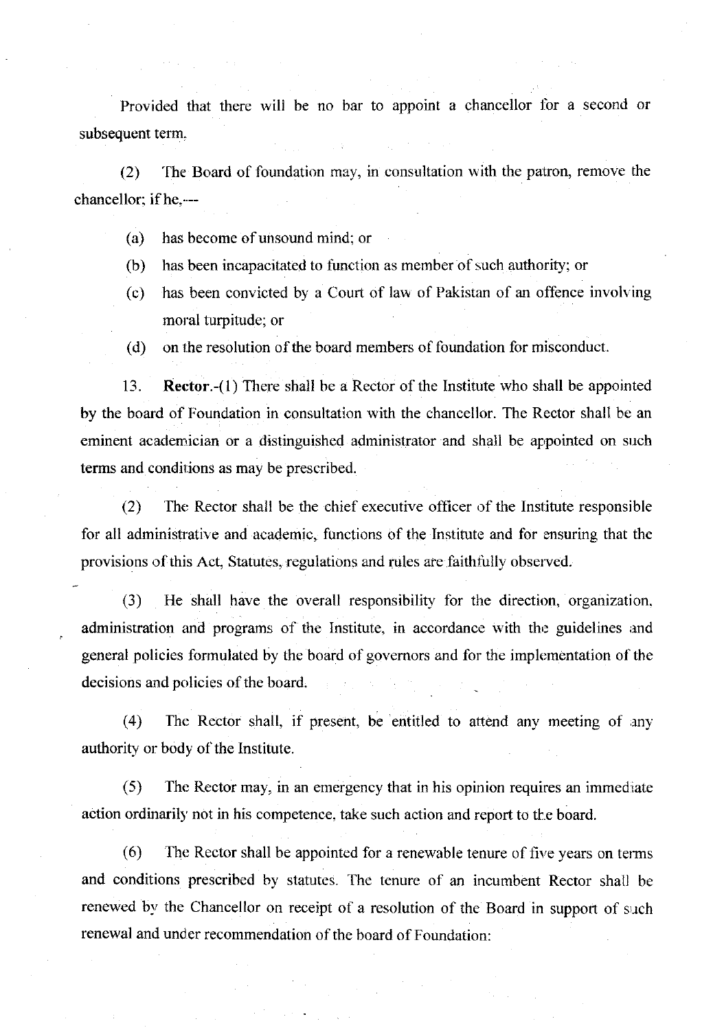Provided that there will be no bar to appoint a chancellor for a second or subsequent term.

(2) The Board of foundation may, in consultation with the patron, remove the chancellor; if he,---

(a) has become of unsound mind; or

(b) has been incapacitated to function as member of such authority; or

(c) has been convicted by a Court of law of Pakistan of an offence involving moral turpitude; or

(d) on the resolution of the board members of foundation for misconduct.

13. **Rector**.-(1) There shall be a Rector of the Institute who shall be appointed by the board of Foundation in consultation with the chancellor. The Rector shall be an eminent academician or a distinguished administrator and shall be appointed on such terms and conditions as may be prescribed.

(2) The Rector shall be the chief executive officer of the Institute responsible for all administrative and academic, functions of the Institute and for ensuring that the provisions of this Act, Statutes, regulations and rules are faithfully observed.

(3) He shall have the overall responsibility for the direction, organization, administration and programs of the Institute, in accordance with the guidelines and general policies formulated by the board of governors and for the implementation of the decisions and policies of the board.

(4) The Rector shall, if present, be entitled to attend any meeting of any authority or body of the Institute.

(5) The Rector may, in an emergency that in his opinion requires an immediate action ordinarily not in his competence, take such action and report to the board.

(6) The Rector shall be appointed for a renewable tenure of five years on terms and conditions prescribed by statutes. The tenure of an incumbent Rector shall be renewed by the Chancellor on receipt of a resolution of the Board in support of such renewal and under recommendation of the board of Foundation: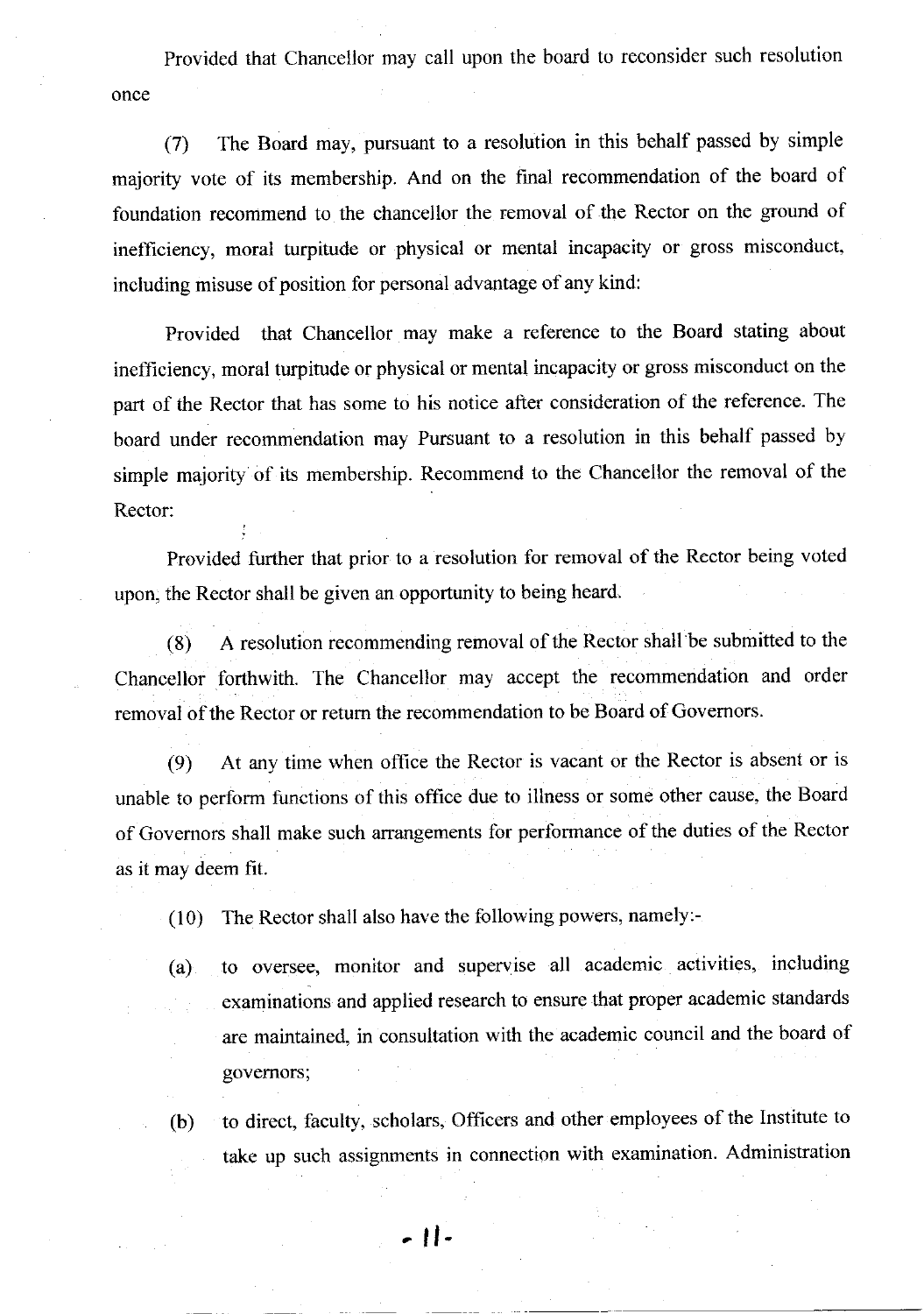Provided that Chancellor may call upon the board to reconsider such resolution once

(7) The Board may, pursuant to a resolution in this behalf passed by simple majority vote of its membership. And on the final recommendation of the board of foundation recommend to the chancellor the removal of the Rector on the ground of inefficiency, moral turpitude or physical or mental incapacity or gross misconduct, including misuse of position for personal advantage of any kind:

Provided that Chancellor may make a reference to the Board stating about inefficiency, moral turpitude or physical or mental incapacity or gross misconduct on the part of the Rector that has some to his notice after consideration of the reference. The board under recommendation may Pursuant to a resolution in this behalf passed by simple majority of its membership. Recommend to the Chancellor the removal of the Rector:

Provided further that prior to a resolution for removal of the Rector being voted upon, the Rector shall be given an opportunity to being heard.

(8) A resolution recommending removal of the Rector shall be submitted to the Chancellor forthwith. The Chancellor may accept the recommendation and order removal of the Rector or return the recommendation to be Board of Governors.

(9) At any time when office the Rector is vacant or the Rector is absent or is unable to perform functions of this office due to illness or some other cause, the Board of Governors shall make such arrangements for performance of the duties of the Rector as it may deem fit.

(10) The Rector shall also have the following powers, namely:-

(a) to oversee, monitor and supervise all academic activities, including examinations and applied research to ensure that proper academic standards are maintained, in consultation with the academic council and the board of governors;

(b) to direct, faculty, scholars, Officers and other employees of the Institute to take up such assignments in connection with examination. Administration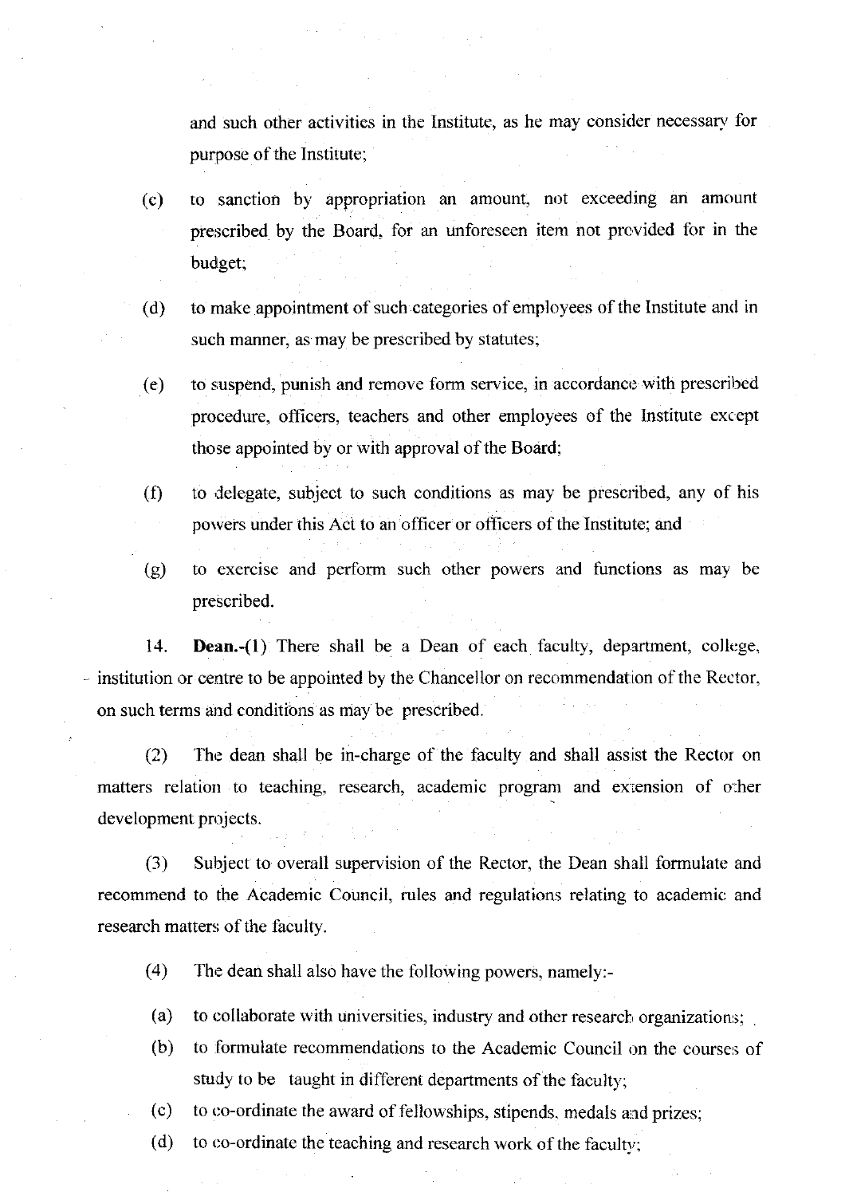and such other activities in the Institute, as he may consider necessary for purpose of the Institute;

(c) to sanction by appropriation an amount, not exceeding an amount prescribed by the Board, for an unforeseen item not provided for in the budget;

(d) to make appointment of such categories of employees of the Institute and in such manner, as may be prescribed by statutes;

(e) to suspend, punish and remove form service, in accordance with prescribed procedure, officers, teachers and other employees of the Institute except those appointed by or with approval of the Board;

(f) to delegate, subject to such conditions as may be prescribed, any of his powers under this Act to an officer or officers of the Institute; and

(g) to exercise and perform such other powers and functions as may be prescribed.

14. **Dean.-**(1) There shall be a Dean of each faculty, department, college, institution or centre to be appointed by the Chancellor on recommendation of the Rector, on such terms and conditions as may be prescribed.

(2) The dean shall be in-charge of the faculty and shall assist the Rector on matters relation to teaching, research, academic program and extension of other development projects.

(3) Subject to overall supervision of the Rector, the Dean shall formulate and recommend to the Academic Council, rules and regulations relating to academic and research matters of the faculty.

(4) The dean shall also have the following powers, namely:-

(a) to collaborate with universities, industry and other research organizations;

(b) to formulate recommendations to the Academic Council on the courses of study to be taught in different departments of the faculty;

(c) to co-ordinate the award of fellowships, stipends, medals and prizes;

(d) to co-ordinate the teaching and research work of the faculty;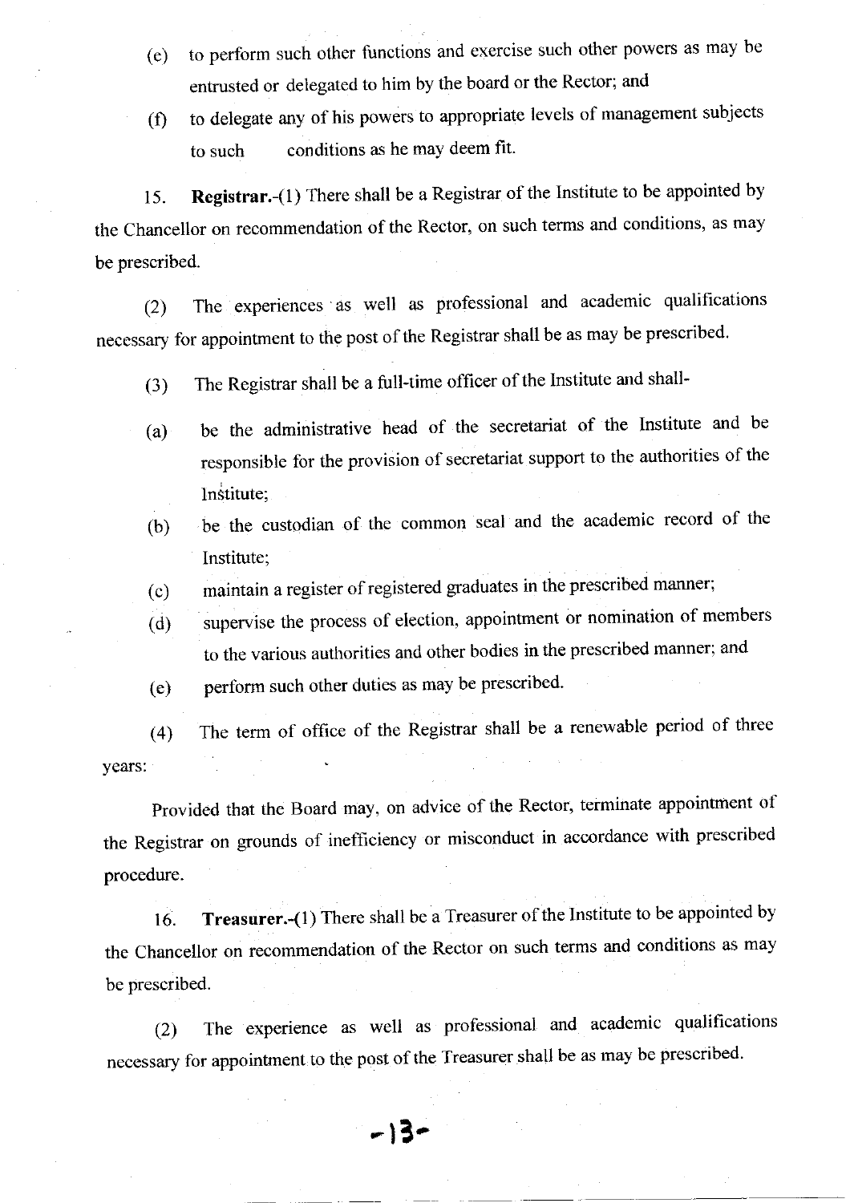(e) to perform such other functions and exercise such other powers as may be entrusted or delegated to him by the board or the Rector; and

(f) to delegate any of his powers to appropriate levels of management subjects to such conditions as he may deem fit.

15. **Registrar.**-(1) There shall be a Registrar of the Institute to be appointed by the Chancellor on recommendation of the Rector, on such terms and conditions, as may be prescribed.

(2) The experiences as well as professional and academic qualifications necessary for appointment to the post of the Registrar shall be as may be prescribed.

(3) The Registrar shall be a full-time officer of the Institute and shall-

(a) be the administrative head of the secretariat of the Institute and be responsible for the provision of secretariat support to the authorities of the Institute;

(b) be the custodian of the common seal and the academic record of the Institute;

(c) maintain a register of registered graduates in the prescribed manner;

(d) supervise the process of election, appointment or nomination of members to the various authorities and other bodies in the prescribed manner; and

(e) perform such other duties as may be prescribed.

(4) The term of office of the Registrar shall be a renewable period of three years:

Provided that the Board may, on advice of the Rector, terminate appointment of the Registrar on grounds of inefficiency or misconduct in accordance with prescribed procedure.

16. **Treasurer.**-(1) There shall be a Treasurer of the Institute to be appointed by the Chancellor on recommendation of the Rector on such terms and conditions as may be prescribed.

(2) The experience as well as professional and academic qualifications necessary for appointment to the post of the Treasurer shall be as may be prescribed.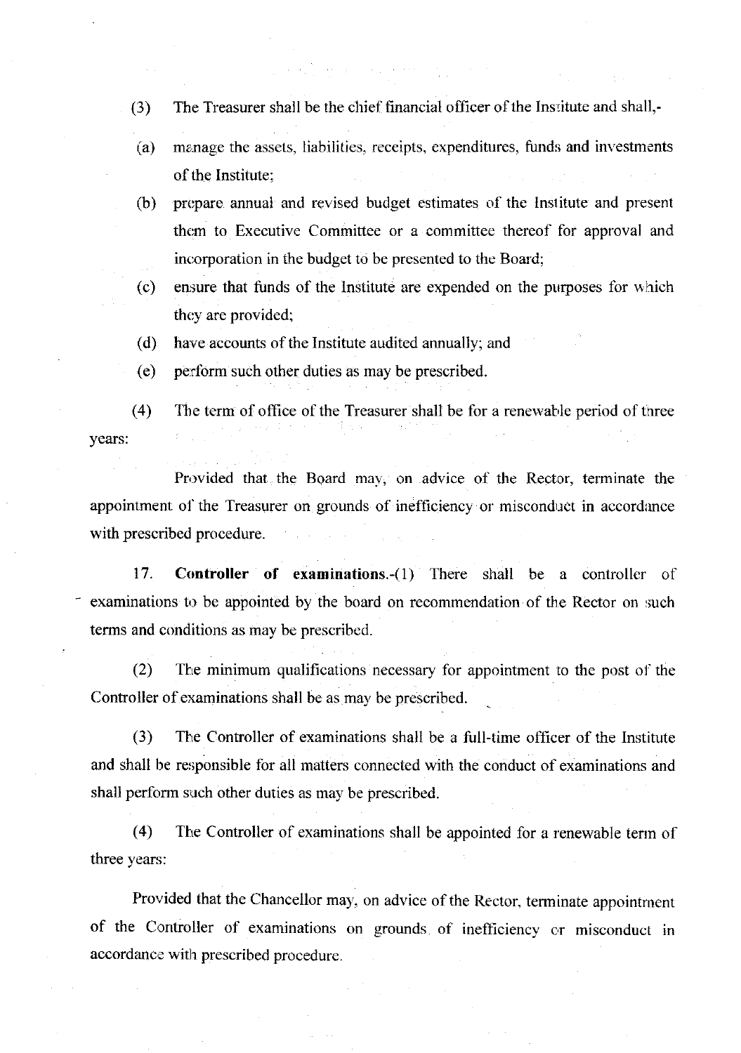(3) The Treasurer shall be the chief financial officer of the Institute and shall,-

(a) manage the assets, liabilities, receipts, expenditures, funds and investments of the Institute;

(b) prepare annual and revised budget estimates of the Institute and present them to Executive Committee or a committee thereof for approval and incorporation in the budget to be presented to the Board;

(c) ensure that funds of the Institute are expended on the purposes for which they are provided;

(d) have accounts of the Institute audited annually; and

(e) perform such other duties as may be prescribed.

(4) The term of office of the Treasurer shall be for a renewable period of three years:

Provided that the Board may, on advice of the Rector, terminate the appointment of the Treasurer on grounds of inefficiency or misconduct in accordance with prescribed procedure.

17. **Controller of examinations.**-(1) There shall be a controller of examinations to be appointed by the board on recommendation of the Rector on such terms and conditions as may be prescribed.

(2) The minimum qualifications necessary for appointment to the post of the Controller of examinations shall be as may be prescribed.

(3) The Controller of examinations shall be a full-time officer of the Institute and shall be responsible for all matters connected with the conduct of examinations and shall perform such other duties as may be prescribed.

(4) The Controller of examinations shall be appointed for a renewable term of three years:

Provided that the Chancellor may, on advice of the Rector, terminate appointment of the Controller of examinations on grounds of inefficiency or misconduct in accordance with prescribed procedure.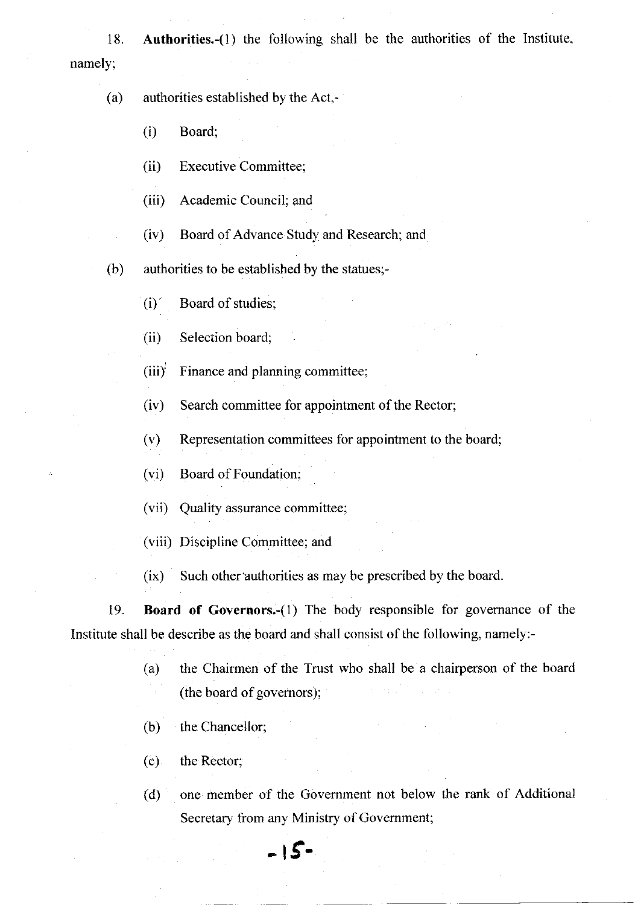18. **Authorities.-**(1) the following shall be the authorities of the Institute, namely;

(a) authorities established by the Act,-

(i) Board;

(ii) Executive Committee;

(iii) Academic Council; and

(iv) Board of Advance Study and Research; and

(b) authorities to be established by the statues;-

(i) Board of studies;

(ii) Selection board;

(iii) Finance and planning committee;

(iv) Search committee for appointment of the Rector;

(v) Representation committees for appointment to the board;

(vi) Board of Foundation;

(vii) Quality assurance committee;

(viii) Discipline Committee; and

(ix) Such other authorities as may be prescribed by the board.

19. **Board of Governors.-**(1) The body responsible for governance of the Institute shall be describe as the board and shall consist of the following, namely:-

(a) the Chairmen of the Trust who shall be a chairperson of the board (the board of governors);

(b) the Chancellor;

(c) the Rector;

(d) one member of the Government not below the rank of Additional Secretary from any Ministry of Government;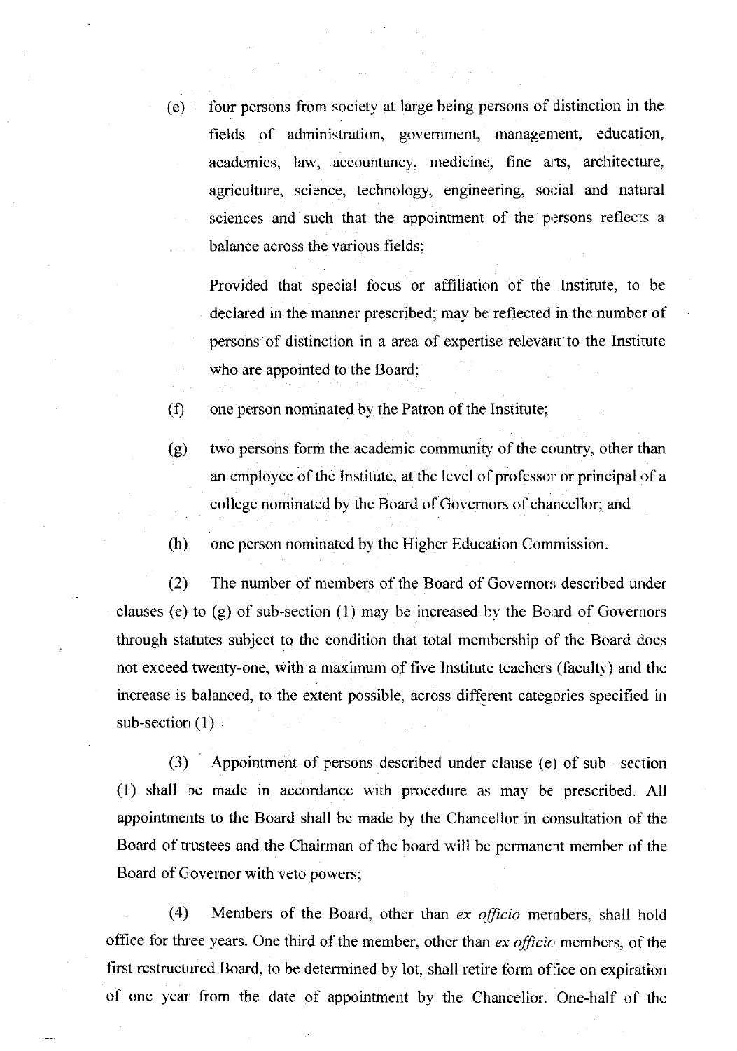(e) four persons from society at large being persons of distinction in the fields of administration, government, management, education, academics, law, accountancy, medicine, fine arts, architecture, agriculture, science, technology, engineering, social and natural sciences and such that the appointment of the persons reflects a balance across the various fields;

Provided that special focus or affiliation of the Institute, to be declared in the manner prescribed; may be reflected in the number of persons of distinction in a area of expertise relevant to the Institute who are appointed to the Board;

(f) one person nominated by the Patron of the Institute;

(g) two persons form the academic community of the country, other than an employee of the Institute, at the level of professor or principal of a college nominated by the Board of Governors of chancellor; and

(h) one person nominated by the Higher Education Commission.

(2) The number of members of the Board of Governors described under clauses (e) to (g) of sub-section (1) may be increased by the Board of Governors through statutes subject to the condition that total membership of the Board does not exceed twenty-one, with a maximum of five Institute teachers (faculty) and the increase is balanced, to the extent possible, across different categories specified in sub-section (1)

(3) Appointment of persons described under clause (e) of sub –section (1) shall be made in accordance with procedure as may be prescribed. All appointments to the Board shall be made by the Chancellor in consultation of the Board of trustees and the Chairman of the board will be permanent member of the Board of Governor with veto powers;

(4) Members of the Board, other than *ex officio* members, shall hold office for three years. One third of the member, other than *ex officio* members, of the first restructured Board, to be determined by lot, shall retire form office on expiration of one year from the date of appointment by the Chancellor. One-half of the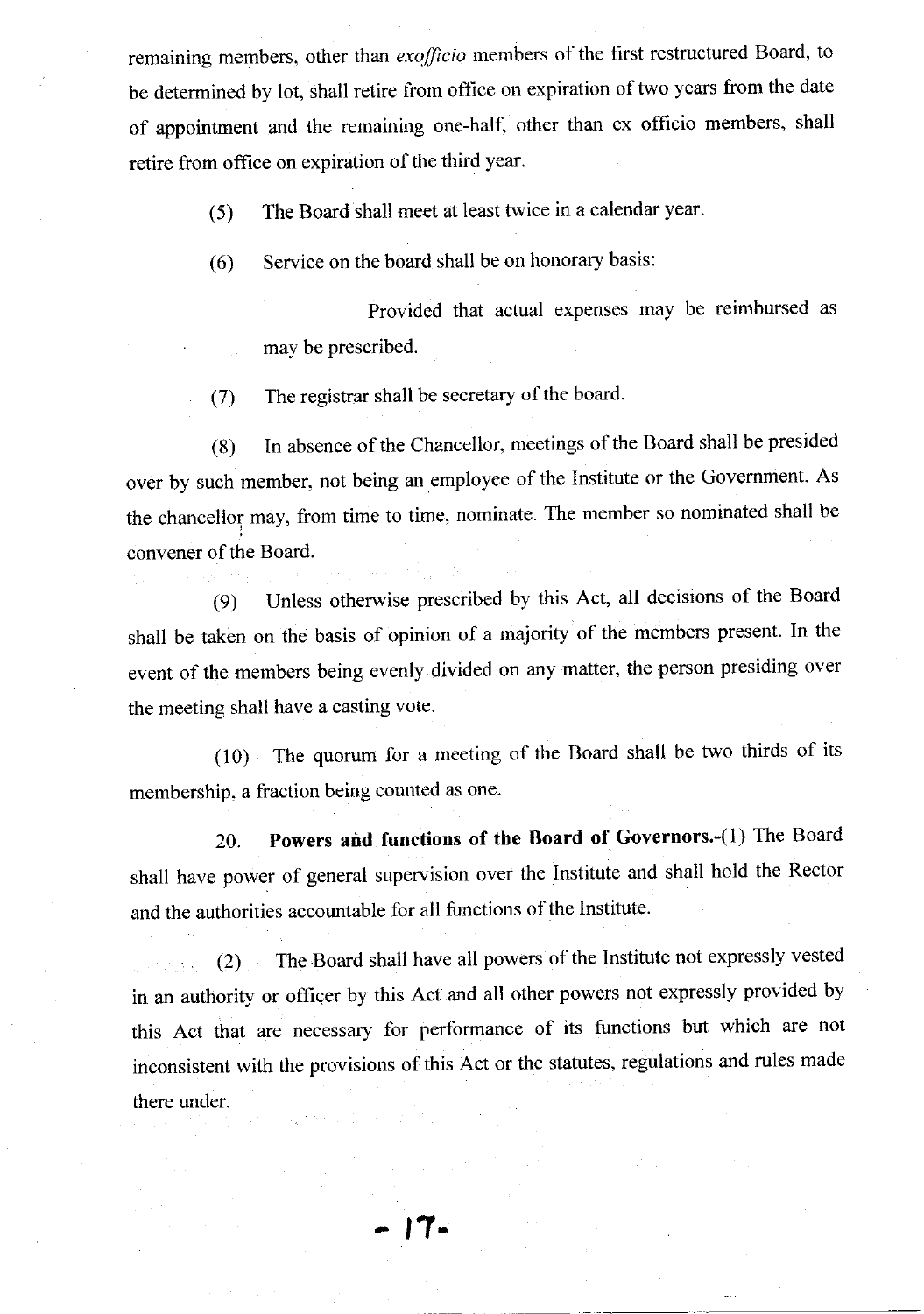remaining members, other than *exofficio* members of the first restructured Board, to be determined by lot, shall retire from office on expiration of two years from the date of appointment and the remaining one-half, other than ex officio members, shall retire from office on expiration of the third year.

(5) The Board shall meet at least twice in a calendar year.

(6) Service on the board shall be on honorary basis:

Provided that actual expenses may be reimbursed as may be prescribed.

(7) The registrar shall be secretary of the board.

(8) In absence of the Chancellor, meetings of the Board shall be presided over by such member, not being an employee of the Institute or the Government. As the chancellor may, from time to time, nominate. The member so nominated shall be convener of the Board.

(9) Unless otherwise prescribed by this Act, all decisions of the Board shall be taken on the basis of opinion of a majority of the members present. In the event of the members being evenly divided on any matter, the person presiding over the meeting shall have a casting vote.

(10) The quorum for a meeting of the Board shall be two thirds of its membership, a fraction being counted as one.

20. **Powers and functions of the Board of Governors.**-(1) The Board shall have power of general supervision over the Institute and shall hold the Rector and the authorities accountable for all functions of the Institute.

(2) The Board shall have all powers of the Institute not expressly vested in an authority or officer by this Act and all other powers not expressly provided by this Act that are necessary for performance of its functions but which are not inconsistent with the provisions of this Act or the statutes, regulations and rules made there under.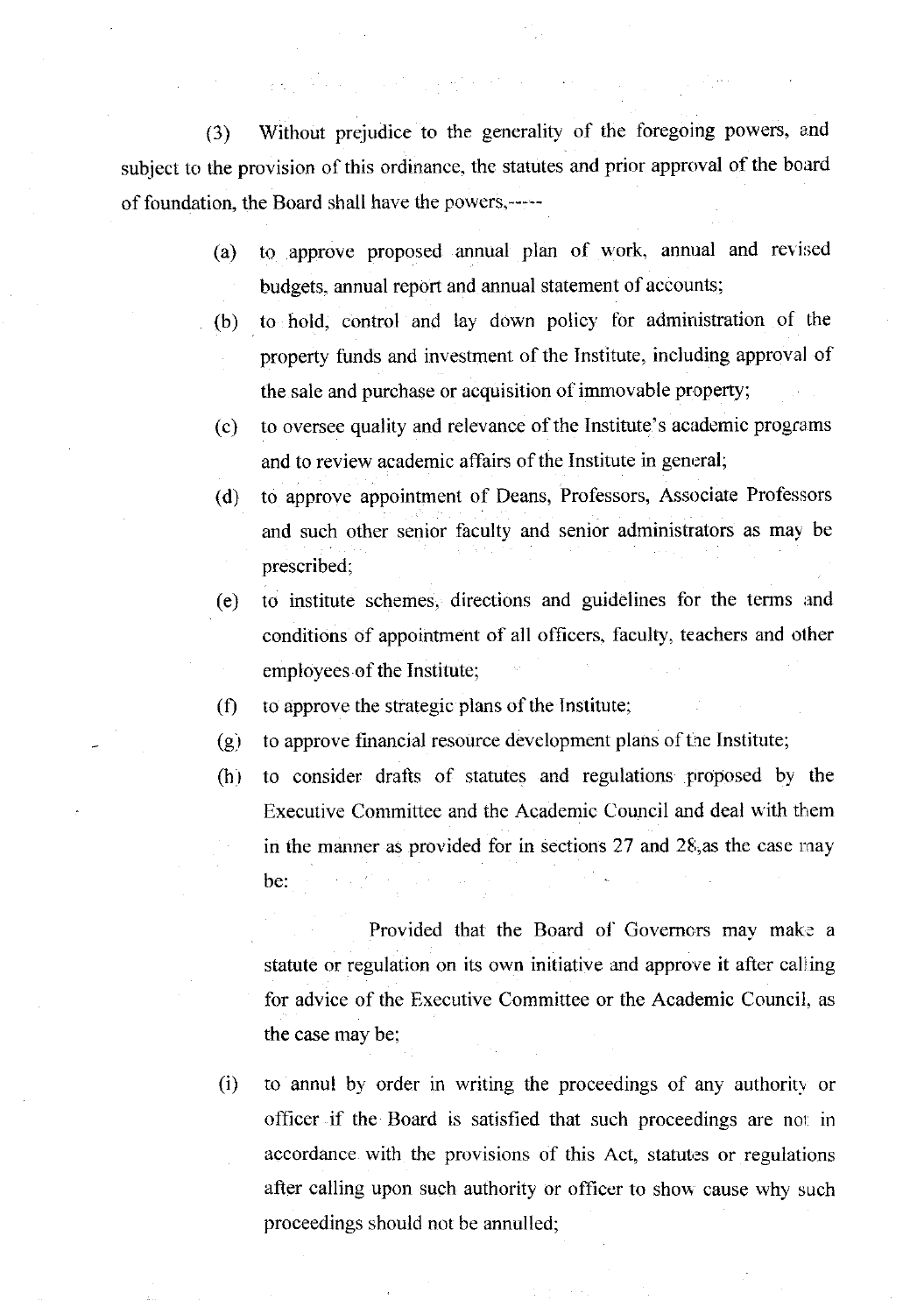(3) Without prejudice to the generality of the foregoing powers, and subject to the provision of this ordinance, the statutes and prior approval of the board of foundation, the Board shall have the powers,-----

(a) to approve proposed annual plan of work, annual and revised budgets, annual report and annual statement of accounts;

(b) to hold, control and lay down policy for administration of the property funds and investment of the Institute, including approval of the sale and purchase or acquisition of immovable property;

(c) to oversee quality and relevance of the Institute's academic programs and to review academic affairs of the Institute in general;

(d) to approve appointment of Deans, Professors, Associate Professors and such other senior faculty and senior administrators as may be prescribed;

(e) to institute schemes, directions and guidelines for the terms and conditions of appointment of all officers, faculty, teachers and other employees of the Institute;

(f) to approve the strategic plans of the Institute;

(g) to approve financial resource development plans of the Institute;

(h) to consider drafts of statutes and regulations proposed by the Executive Committee and the Academic Council and deal with them in the manner as provided for in sections 27 and 28,as the case may be:

Provided that the Board of Governors may make a statute or regulation on its own initiative and approve it after calling for advice of the Executive Committee or the Academic Council, as the case may be;

(i) to annul by order in writing the proceedings of any authority or officer if the Board is satisfied that such proceedings are not in accordance with the provisions of this Act, statutes or regulations after calling upon such authority or officer to show cause why such proceedings should not be annulled;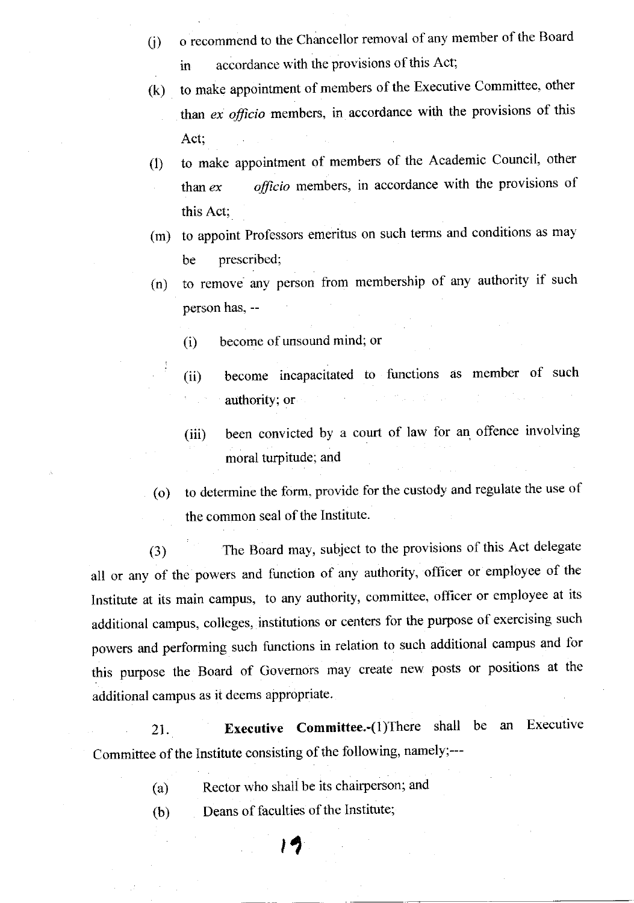(j) o recommend to the Chancellor removal of any member of the Board in accordance with the provisions of this Act;

(k) to make appointment of members of the Executive Committee, other than *ex officio* members, in accordance with the provisions of this Act;

(l) to make appointment of members of the Academic Council, other than *ex officio* members, in accordance with the provisions of this Act;

(m) to appoint Professors emeritus on such terms and conditions as may be prescribed;

(n) to remove any person from membership of any authority if such person has, --

(i) become of unsound mind; or

(ii) become incapacitated to functions as member of such authority; or

(iii) been convicted by a court of law for an offence involving moral turpitude; and

(o) to determine the form, provide for the custody and regulate the use of the common seal of the Institute.

(3) The Board may, subject to the provisions of this Act delegate all or any of the powers and function of any authority, officer or employee of the Institute at its main campus, to any authority, committee, officer or employee at its additional campus, colleges, institutions or centers for the purpose of exercising such powers and performing such functions in relation to such additional campus and for this purpose the Board of Governors may create new posts or positions at the additional campus as it deems appropriate.

21. **Executive Committee.-**(1)There shall be an Executive Committee of the Institute consisting of the following, namely;---

(a) Rector who shall be its chairperson; and

(b) Deans of faculties of the Institute;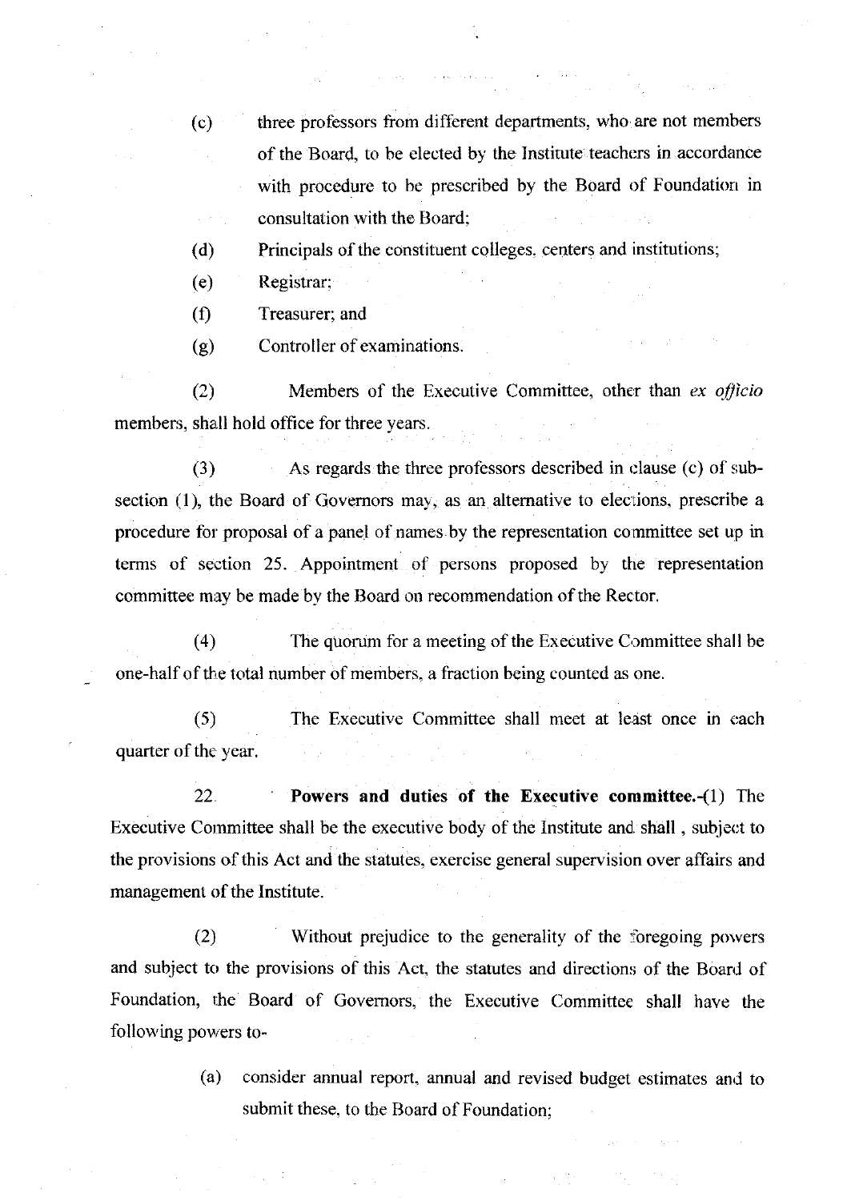(c) three professors from different departments, who are not members of the Board, to be elected by the Institute teachers in accordance with procedure to be prescribed by the Board of Foundation in consultation with the Board;

(d) Principals of the constituent colleges, centers and institutions;

(e) Registrar;

(f) Treasurer; and

(g) Controller of examinations.

(2) Members of the Executive Committee, other than *ex officio* members, shall hold office for three years.

(3) As regards the three professors described in clause (c) of sub-section (1), the Board of Governors may, as an alternative to elections, prescribe a procedure for proposal of a panel of names by the representation committee set up in terms of section 25. Appointment of persons proposed by the representation committee may be made by the Board on recommendation of the Rector.

(4) The quorum for a meeting of the Executive Committee shall be one-half of the total number of members, a fraction being counted as one.

(5) The Executive Committee shall meet at least once in each quarter of the year.

22. **Powers and duties of the Executive committee.-**(1) The Executive Committee shall be the executive body of the Institute and shall , subject to the provisions of this Act and the statutes, exercise general supervision over affairs and management of the Institute.

(2) Without prejudice to the generality of the foregoing powers and subject to the provisions of this Act, the statutes and directions of the Board of Foundation, the Board of Governors, the Executive Committee shall have the following powers to-

(a) consider annual report, annual and revised budget estimates and to submit these, to the Board of Foundation;